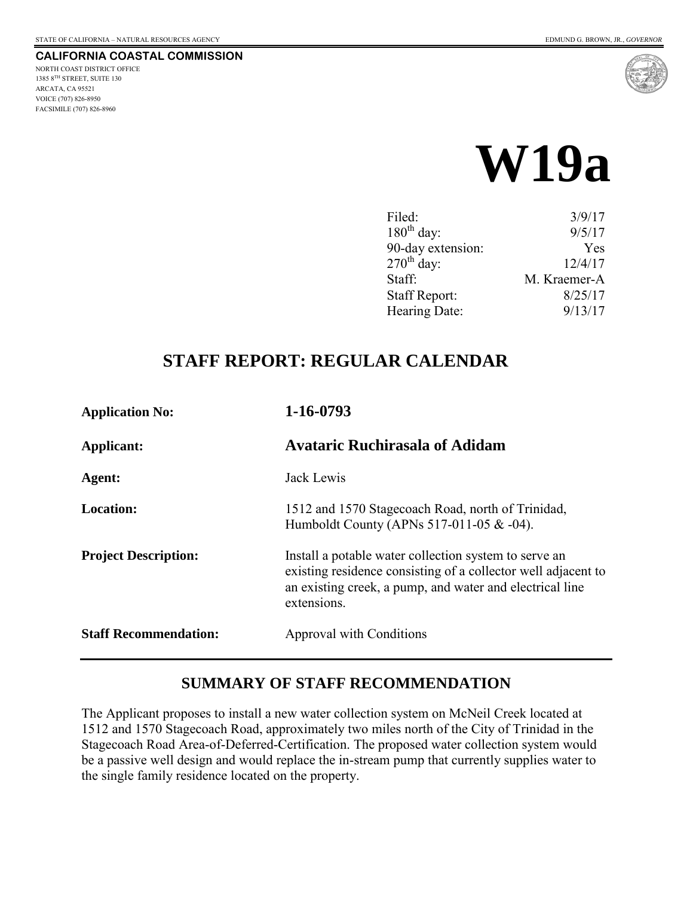STATE OF CALIFORNIA – NATURAL RESOURCES AGENCY

EDMUND G. BROWN, JR., *GOVERNOR*

**CALIFORNIA COASTAL COMMISSION**

NORTH COAST DISTRICT OFFICE
1385 8TH STREET, SUITE 130
ARCATA, CA 95521
VOICE (707) 826-8950
FACSIMILE (707) 826-8960

# W19a

| | |
|---|---|
| Filed: | 3/9/17 |
| 180th day: | 9/5/17 |
| 90-day extension: | Yes |
| 270th day: | 12/4/17 |
| Staff: | M. Kraemer-A |
| Staff Report: | 8/25/17 |
| Hearing Date: | 9/13/17 |

## STAFF REPORT: REGULAR CALENDAR

| | |
|---|---|
| **Application No:** | **1-16-0793** |
| **Applicant:** | **Avataric Ruchirasala of Adidam** |
| **Agent:** | Jack Lewis |
| **Location:** | 1512 and 1570 Stagecoach Road, north of Trinidad, Humboldt County (APNs 517-011-05 & -04). |
| **Project Description:** | Install a potable water collection system to serve an existing residence consisting of a collector well adjacent to an existing creek, a pump, and water and electrical line extensions. |
| **Staff Recommendation:** | Approval with Conditions |

## SUMMARY OF STAFF RECOMMENDATION

The Applicant proposes to install a new water collection system on McNeil Creek located at 1512 and 1570 Stagecoach Road, approximately two miles north of the City of Trinidad in the Stagecoach Road Area-of-Deferred-Certification. The proposed water collection system would be a passive well design and would replace the in-stream pump that currently supplies water to the single family residence located on the property.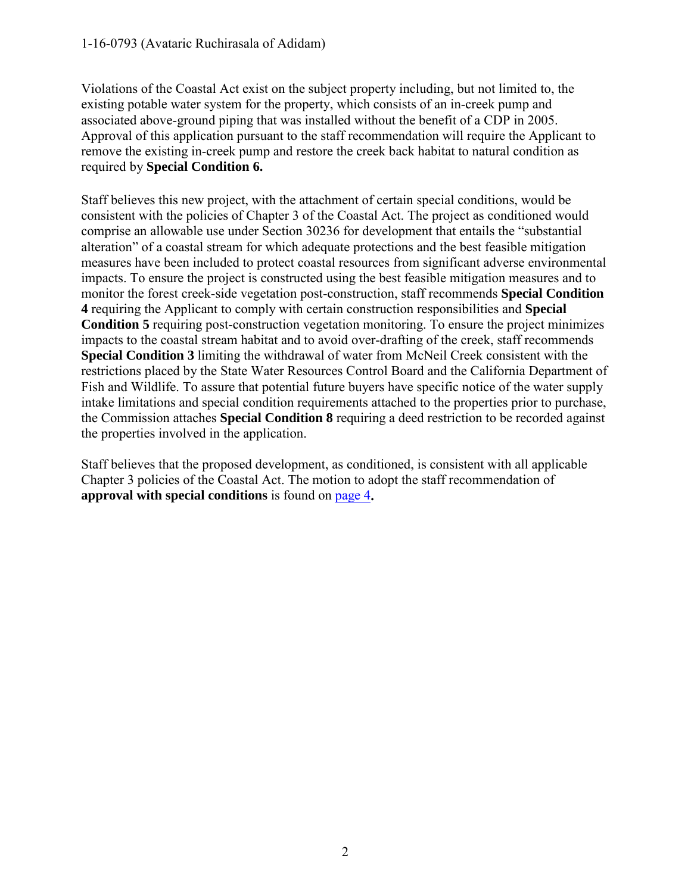Violations of the Coastal Act exist on the subject property including, but not limited to, the existing potable water system for the property, which consists of an in-creek pump and associated above-ground piping that was installed without the benefit of a CDP in 2005. Approval of this application pursuant to the staff recommendation will require the Applicant to remove the existing in-creek pump and restore the creek back habitat to natural condition as required by **Special Condition 6.**

Staff believes this new project, with the attachment of certain special conditions, would be consistent with the policies of Chapter 3 of the Coastal Act. The project as conditioned would comprise an allowable use under Section 30236 for development that entails the "substantial alteration" of a coastal stream for which adequate protections and the best feasible mitigation measures have been included to protect coastal resources from significant adverse environmental impacts. To ensure the project is constructed using the best feasible mitigation measures and to monitor the forest creek-side vegetation post-construction, staff recommends **Special Condition 4** requiring the Applicant to comply with certain construction responsibilities and **Special Condition 5** requiring post-construction vegetation monitoring. To ensure the project minimizes impacts to the coastal stream habitat and to avoid over-drafting of the creek, staff recommends **Special Condition 3** limiting the withdrawal of water from McNeil Creek consistent with the restrictions placed by the State Water Resources Control Board and the California Department of Fish and Wildlife. To assure that potential future buyers have specific notice of the water supply intake limitations and special condition requirements attached to the properties prior to purchase, the Commission attaches **Special Condition 8** requiring a deed restriction to be recorded against the properties involved in the application.

Staff believes that the proposed development, as conditioned, is consistent with all applicable Chapter 3 policies of the Coastal Act. The motion to adopt the staff recommendation of **approval with special conditions** is found on page 4**.**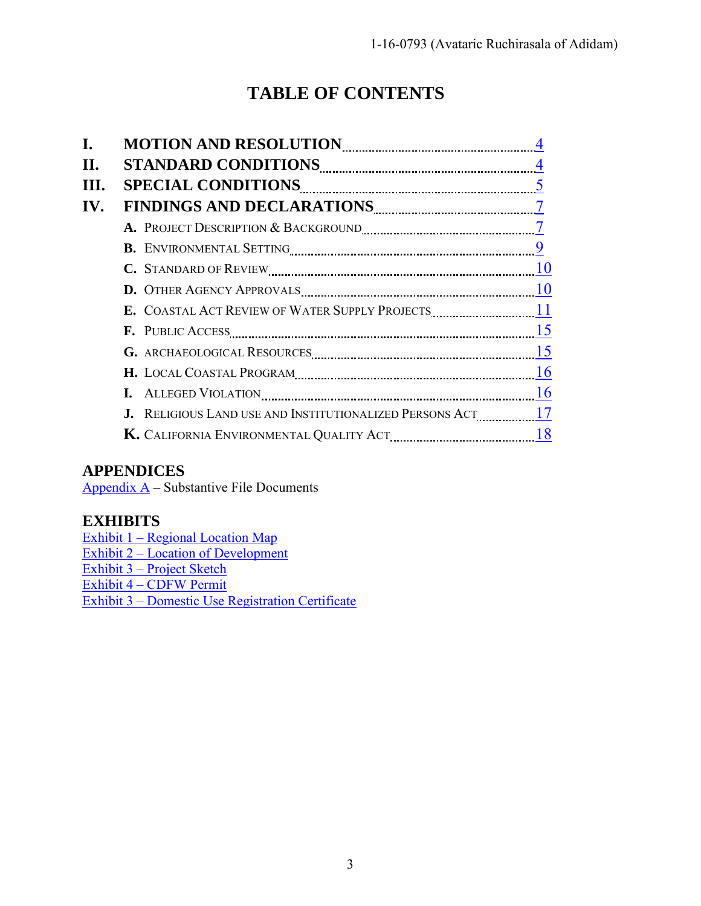# TABLE OF CONTENTS

**I. MOTION AND RESOLUTION** ........ 4

**II. STANDARD CONDITIONS** ........ 4

**III. SPECIAL CONDITIONS** ........ 5

**IV. FINDINGS AND DECLARATIONS** ........ 7

- **A.** PROJECT DESCRIPTION & BACKGROUND ........ 7
- **B.** ENVIRONMENTAL SETTING ........ 9
- **C.** STANDARD OF REVIEW ........ 10
- **D.** OTHER AGENCY APPROVALS ........ 10
- **E.** COASTAL ACT REVIEW OF WATER SUPPLY PROJECTS ........ 11
- **F.** PUBLIC ACCESS ........ 15
- **G.** ARCHAEOLOGICAL RESOURCES ........ 15
- **H.** LOCAL COASTAL PROGRAM ........ 16
- **I.** ALLEGED VIOLATION ........ 16
- **J.** RELIGIOUS LAND USE AND INSTITUTIONALIZED PERSONS ACT ........ 17
- **K.** CALIFORNIA ENVIRONMENTAL QUALITY ACT ........ 18

## APPENDICES

Appendix A – Substantive File Documents

## EXHIBITS

Exhibit 1 – Regional Location Map
Exhibit 2 – Location of Development
Exhibit 3 – Project Sketch
Exhibit 4 – CDFW Permit
Exhibit 3 – Domestic Use Registration Certificate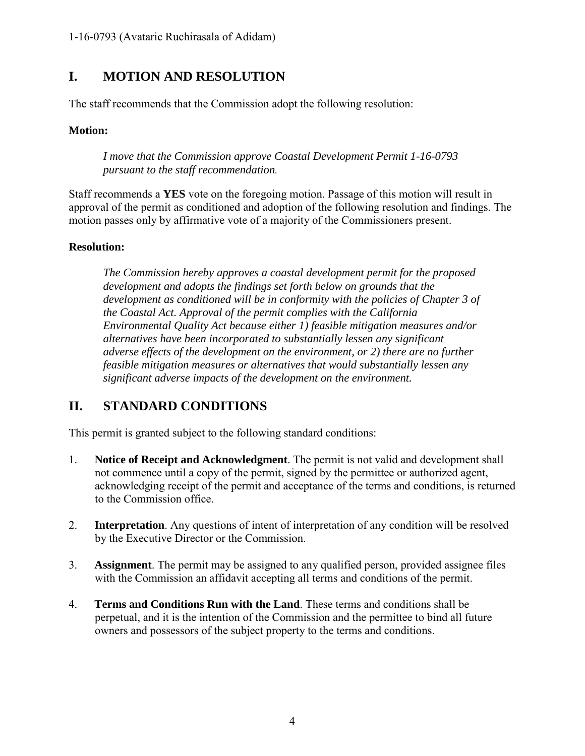## I. MOTION AND RESOLUTION

The staff recommends that the Commission adopt the following resolution:

**Motion:**

> *I move that the Commission approve Coastal Development Permit 1-16-0793 pursuant to the staff recommendation.*

Staff recommends a **YES** vote on the foregoing motion. Passage of this motion will result in approval of the permit as conditioned and adoption of the following resolution and findings. The motion passes only by affirmative vote of a majority of the Commissioners present.

**Resolution:**

> *The Commission hereby approves a coastal development permit for the proposed development and adopts the findings set forth below on grounds that the development as conditioned will be in conformity with the policies of Chapter 3 of the Coastal Act. Approval of the permit complies with the California Environmental Quality Act because either 1) feasible mitigation measures and/or alternatives have been incorporated to substantially lessen any significant adverse effects of the development on the environment, or 2) there are no further feasible mitigation measures or alternatives that would substantially lessen any significant adverse impacts of the development on the environment.*

## II. STANDARD CONDITIONS

This permit is granted subject to the following standard conditions:

1. **Notice of Receipt and Acknowledgment**. The permit is not valid and development shall not commence until a copy of the permit, signed by the permittee or authorized agent, acknowledging receipt of the permit and acceptance of the terms and conditions, is returned to the Commission office.

2. **Interpretation**. Any questions of intent of interpretation of any condition will be resolved by the Executive Director or the Commission.

3. **Assignment**. The permit may be assigned to any qualified person, provided assignee files with the Commission an affidavit accepting all terms and conditions of the permit.

4. **Terms and Conditions Run with the Land**. These terms and conditions shall be perpetual, and it is the intention of the Commission and the permittee to bind all future owners and possessors of the subject property to the terms and conditions.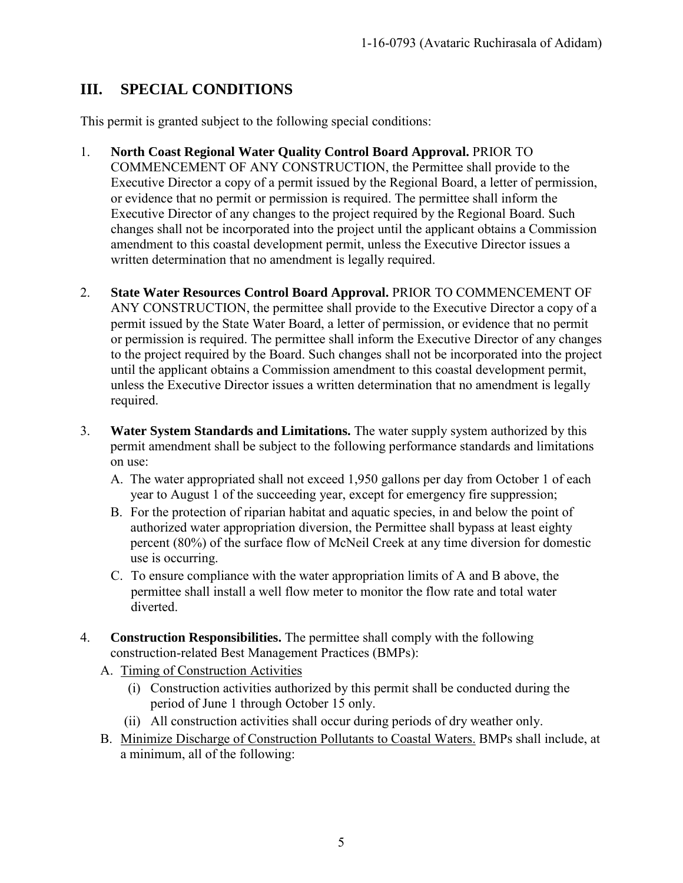## III. SPECIAL CONDITIONS

This permit is granted subject to the following special conditions:

1. **North Coast Regional Water Quality Control Board Approval.** PRIOR TO COMMENCEMENT OF ANY CONSTRUCTION, the Permittee shall provide to the Executive Director a copy of a permit issued by the Regional Board, a letter of permission, or evidence that no permit or permission is required. The permittee shall inform the Executive Director of any changes to the project required by the Regional Board. Such changes shall not be incorporated into the project until the applicant obtains a Commission amendment to this coastal development permit, unless the Executive Director issues a written determination that no amendment is legally required.

2. **State Water Resources Control Board Approval.** PRIOR TO COMMENCEMENT OF ANY CONSTRUCTION, the permittee shall provide to the Executive Director a copy of a permit issued by the State Water Board, a letter of permission, or evidence that no permit or permission is required. The permittee shall inform the Executive Director of any changes to the project required by the Board. Such changes shall not be incorporated into the project until the applicant obtains a Commission amendment to this coastal development permit, unless the Executive Director issues a written determination that no amendment is legally required.

3. **Water System Standards and Limitations.** The water supply system authorized by this permit amendment shall be subject to the following performance standards and limitations on use:
   A. The water appropriated shall not exceed 1,950 gallons per day from October 1 of each year to August 1 of the succeeding year, except for emergency fire suppression;
   B. For the protection of riparian habitat and aquatic species, in and below the point of authorized water appropriation diversion, the Permittee shall bypass at least eighty percent (80%) of the surface flow of McNeil Creek at any time diversion for domestic use is occurring.
   C. To ensure compliance with the water appropriation limits of A and B above, the permittee shall install a well flow meter to monitor the flow rate and total water diverted.

4. **Construction Responsibilities.** The permittee shall comply with the following construction-related Best Management Practices (BMPs):
   A. <u>Timing of Construction Activities</u>
      (i) Construction activities authorized by this permit shall be conducted during the period of June 1 through October 15 only.
      (ii) All construction activities shall occur during periods of dry weather only.
   B. <u>Minimize Discharge of Construction Pollutants to Coastal Waters.</u> BMPs shall include, at a minimum, all of the following: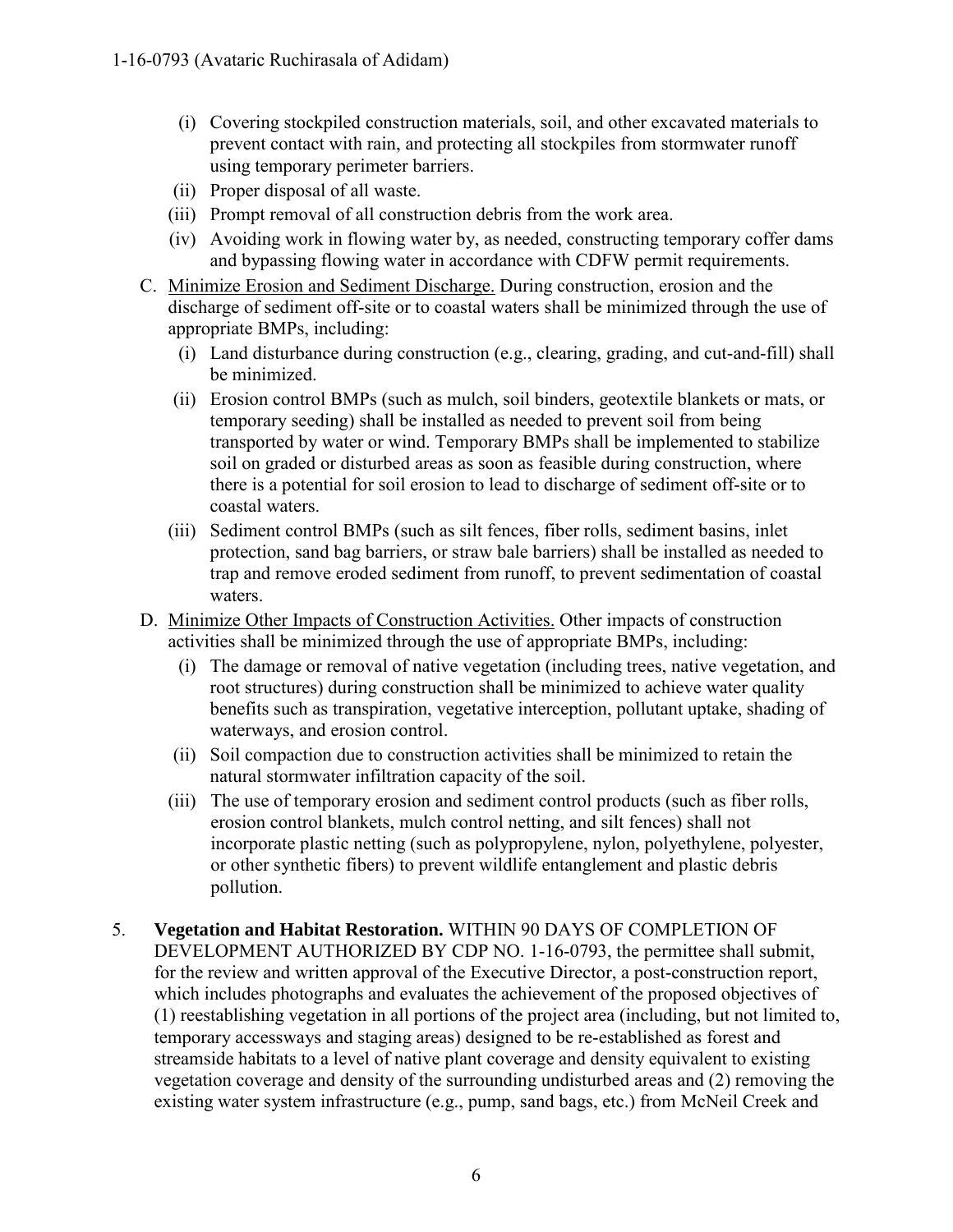(i) Covering stockpiled construction materials, soil, and other excavated materials to prevent contact with rain, and protecting all stockpiles from stormwater runoff using temporary perimeter barriers.

(ii) Proper disposal of all waste.

(iii) Prompt removal of all construction debris from the work area.

(iv) Avoiding work in flowing water by, as needed, constructing temporary coffer dams and bypassing flowing water in accordance with CDFW permit requirements.

C. Minimize Erosion and Sediment Discharge. During construction, erosion and the discharge of sediment off-site or to coastal waters shall be minimized through the use of appropriate BMPs, including:

(i) Land disturbance during construction (e.g., clearing, grading, and cut-and-fill) shall be minimized.

(ii) Erosion control BMPs (such as mulch, soil binders, geotextile blankets or mats, or temporary seeding) shall be installed as needed to prevent soil from being transported by water or wind. Temporary BMPs shall be implemented to stabilize soil on graded or disturbed areas as soon as feasible during construction, where there is a potential for soil erosion to lead to discharge of sediment off-site or to coastal waters.

(iii) Sediment control BMPs (such as silt fences, fiber rolls, sediment basins, inlet protection, sand bag barriers, or straw bale barriers) shall be installed as needed to trap and remove eroded sediment from runoff, to prevent sedimentation of coastal waters.

D. Minimize Other Impacts of Construction Activities. Other impacts of construction activities shall be minimized through the use of appropriate BMPs, including:

(i) The damage or removal of native vegetation (including trees, native vegetation, and root structures) during construction shall be minimized to achieve water quality benefits such as transpiration, vegetative interception, pollutant uptake, shading of waterways, and erosion control.

(ii) Soil compaction due to construction activities shall be minimized to retain the natural stormwater infiltration capacity of the soil.

(iii) The use of temporary erosion and sediment control products (such as fiber rolls, erosion control blankets, mulch control netting, and silt fences) shall not incorporate plastic netting (such as polypropylene, nylon, polyethylene, polyester, or other synthetic fibers) to prevent wildlife entanglement and plastic debris pollution.

5. **Vegetation and Habitat Restoration.** WITHIN 90 DAYS OF COMPLETION OF DEVELOPMENT AUTHORIZED BY CDP NO. 1-16-0793, the permittee shall submit, for the review and written approval of the Executive Director, a post-construction report, which includes photographs and evaluates the achievement of the proposed objectives of (1) reestablishing vegetation in all portions of the project area (including, but not limited to, temporary accessways and staging areas) designed to be re-established as forest and streamside habitats to a level of native plant coverage and density equivalent to existing vegetation coverage and density of the surrounding undisturbed areas and (2) removing the existing water system infrastructure (e.g., pump, sand bags, etc.) from McNeil Creek and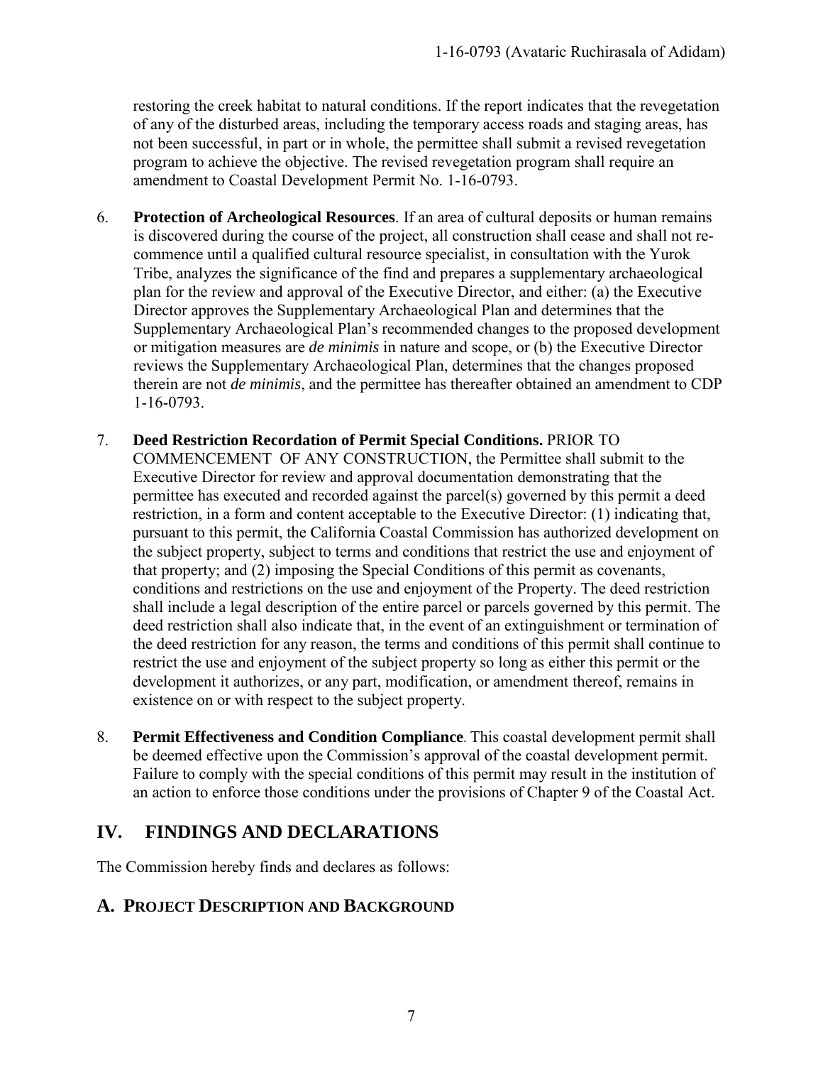restoring the creek habitat to natural conditions. If the report indicates that the revegetation of any of the disturbed areas, including the temporary access roads and staging areas, has not been successful, in part or in whole, the permittee shall submit a revised revegetation program to achieve the objective. The revised revegetation program shall require an amendment to Coastal Development Permit No. 1-16-0793.

6. **Protection of Archeological Resources**. If an area of cultural deposits or human remains is discovered during the course of the project, all construction shall cease and shall not recommence until a qualified cultural resource specialist, in consultation with the Yurok Tribe, analyzes the significance of the find and prepares a supplementary archaeological plan for the review and approval of the Executive Director, and either: (a) the Executive Director approves the Supplementary Archaeological Plan and determines that the Supplementary Archaeological Plan's recommended changes to the proposed development or mitigation measures are *de minimis* in nature and scope, or (b) the Executive Director reviews the Supplementary Archaeological Plan, determines that the changes proposed therein are not *de minimis*, and the permittee has thereafter obtained an amendment to CDP 1-16-0793.

7. **Deed Restriction Recordation of Permit Special Conditions.** PRIOR TO COMMENCEMENT OF ANY CONSTRUCTION, the Permittee shall submit to the Executive Director for review and approval documentation demonstrating that the permittee has executed and recorded against the parcel(s) governed by this permit a deed restriction, in a form and content acceptable to the Executive Director: (1) indicating that, pursuant to this permit, the California Coastal Commission has authorized development on the subject property, subject to terms and conditions that restrict the use and enjoyment of that property; and (2) imposing the Special Conditions of this permit as covenants, conditions and restrictions on the use and enjoyment of the Property. The deed restriction shall include a legal description of the entire parcel or parcels governed by this permit. The deed restriction shall also indicate that, in the event of an extinguishment or termination of the deed restriction for any reason, the terms and conditions of this permit shall continue to restrict the use and enjoyment of the subject property so long as either this permit or the development it authorizes, or any part, modification, or amendment thereof, remains in existence on or with respect to the subject property.

8. **Permit Effectiveness and Condition Compliance**. This coastal development permit shall be deemed effective upon the Commission's approval of the coastal development permit. Failure to comply with the special conditions of this permit may result in the institution of an action to enforce those conditions under the provisions of Chapter 9 of the Coastal Act.

## IV. FINDINGS AND DECLARATIONS

The Commission hereby finds and declares as follows:

### A. PROJECT DESCRIPTION AND BACKGROUND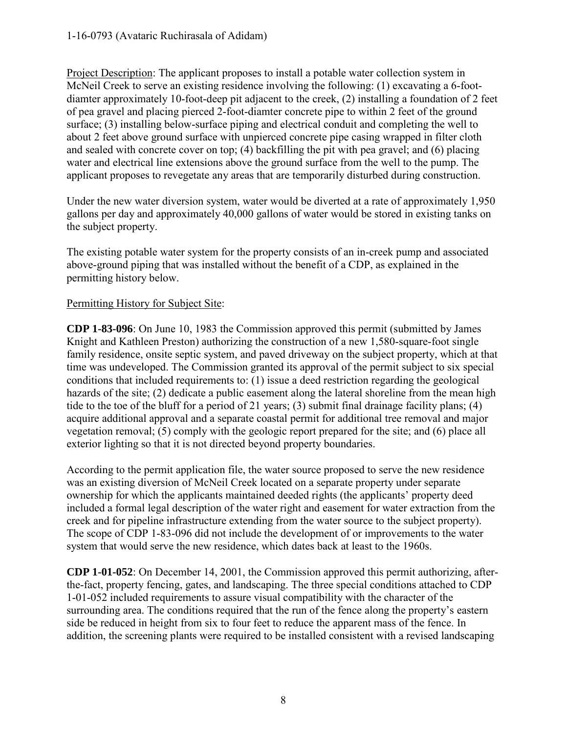Project Description: The applicant proposes to install a potable water collection system in McNeil Creek to serve an existing residence involving the following: (1) excavating a 6-foot-diamter approximately 10-foot-deep pit adjacent to the creek, (2) installing a foundation of 2 feet of pea gravel and placing pierced 2-foot-diamter concrete pipe to within 2 feet of the ground surface; (3) installing below-surface piping and electrical conduit and completing the well to about 2 feet above ground surface with unpierced concrete pipe casing wrapped in filter cloth and sealed with concrete cover on top; (4) backfilling the pit with pea gravel; and (6) placing water and electrical line extensions above the ground surface from the well to the pump. The applicant proposes to revegetate any areas that are temporarily disturbed during construction.

Under the new water diversion system, water would be diverted at a rate of approximately 1,950 gallons per day and approximately 40,000 gallons of water would be stored in existing tanks on the subject property.

The existing potable water system for the property consists of an in-creek pump and associated above-ground piping that was installed without the benefit of a CDP, as explained in the permitting history below.

Permitting History for Subject Site:

**CDP 1-83-096**: On June 10, 1983 the Commission approved this permit (submitted by James Knight and Kathleen Preston) authorizing the construction of a new 1,580-square-foot single family residence, onsite septic system, and paved driveway on the subject property, which at that time was undeveloped. The Commission granted its approval of the permit subject to six special conditions that included requirements to: (1) issue a deed restriction regarding the geological hazards of the site; (2) dedicate a public easement along the lateral shoreline from the mean high tide to the toe of the bluff for a period of 21 years; (3) submit final drainage facility plans; (4) acquire additional approval and a separate coastal permit for additional tree removal and major vegetation removal; (5) comply with the geologic report prepared for the site; and (6) place all exterior lighting so that it is not directed beyond property boundaries.

According to the permit application file, the water source proposed to serve the new residence was an existing diversion of McNeil Creek located on a separate property under separate ownership for which the applicants maintained deeded rights (the applicants' property deed included a formal legal description of the water right and easement for water extraction from the creek and for pipeline infrastructure extending from the water source to the subject property). The scope of CDP 1-83-096 did not include the development of or improvements to the water system that would serve the new residence, which dates back at least to the 1960s.

**CDP 1-01-052**: On December 14, 2001, the Commission approved this permit authorizing, after-the-fact, property fencing, gates, and landscaping. The three special conditions attached to CDP 1-01-052 included requirements to assure visual compatibility with the character of the surrounding area. The conditions required that the run of the fence along the property's eastern side be reduced in height from six to four feet to reduce the apparent mass of the fence. In addition, the screening plants were required to be installed consistent with a revised landscaping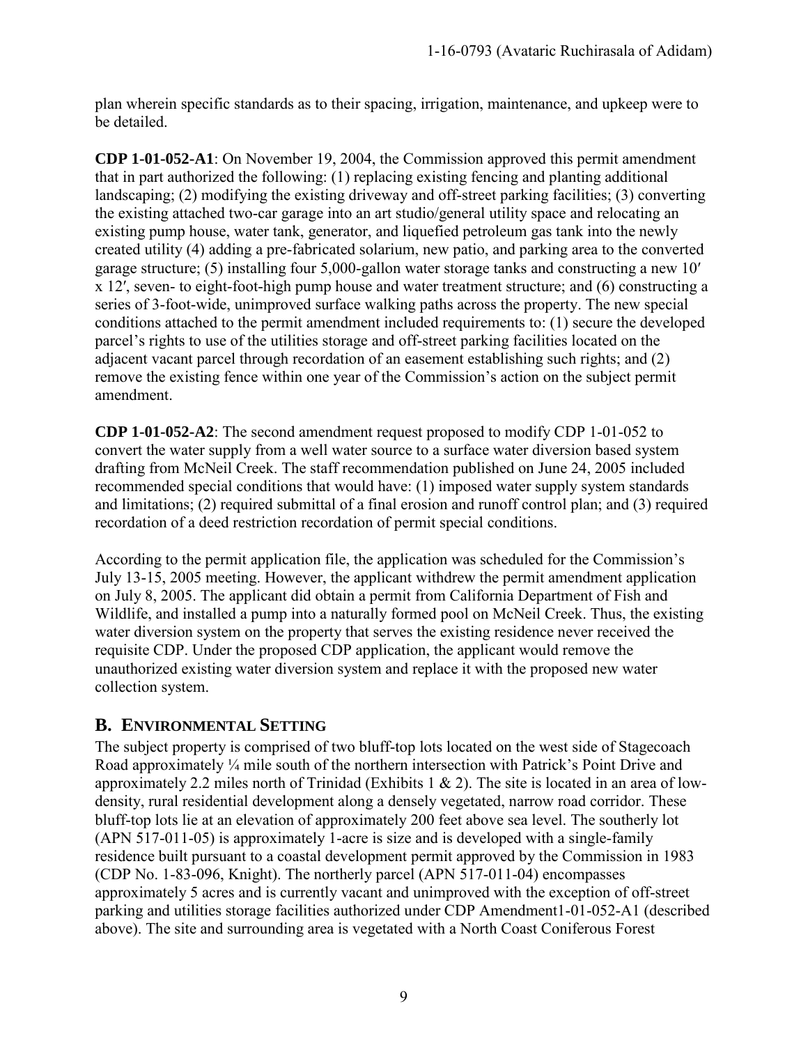plan wherein specific standards as to their spacing, irrigation, maintenance, and upkeep were to be detailed.

**CDP 1-01-052-A1**: On November 19, 2004, the Commission approved this permit amendment that in part authorized the following: (1) replacing existing fencing and planting additional landscaping; (2) modifying the existing driveway and off-street parking facilities; (3) converting the existing attached two-car garage into an art studio/general utility space and relocating an existing pump house, water tank, generator, and liquefied petroleum gas tank into the newly created utility (4) adding a pre-fabricated solarium, new patio, and parking area to the converted garage structure; (5) installing four 5,000-gallon water storage tanks and constructing a new 10′ x 12′, seven- to eight-foot-high pump house and water treatment structure; and (6) constructing a series of 3-foot-wide, unimproved surface walking paths across the property. The new special conditions attached to the permit amendment included requirements to: (1) secure the developed parcel's rights to use of the utilities storage and off-street parking facilities located on the adjacent vacant parcel through recordation of an easement establishing such rights; and (2) remove the existing fence within one year of the Commission's action on the subject permit amendment.

**CDP 1-01-052-A2**: The second amendment request proposed to modify CDP 1-01-052 to convert the water supply from a well water source to a surface water diversion based system drafting from McNeil Creek. The staff recommendation published on June 24, 2005 included recommended special conditions that would have: (1) imposed water supply system standards and limitations; (2) required submittal of a final erosion and runoff control plan; and (3) required recordation of a deed restriction recordation of permit special conditions.

According to the permit application file, the application was scheduled for the Commission's July 13-15, 2005 meeting. However, the applicant withdrew the permit amendment application on July 8, 2005. The applicant did obtain a permit from California Department of Fish and Wildlife, and installed a pump into a naturally formed pool on McNeil Creek. Thus, the existing water diversion system on the property that serves the existing residence never received the requisite CDP. Under the proposed CDP application, the applicant would remove the unauthorized existing water diversion system and replace it with the proposed new water collection system.

## B. ENVIRONMENTAL SETTING

The subject property is comprised of two bluff-top lots located on the west side of Stagecoach Road approximately ¼ mile south of the northern intersection with Patrick's Point Drive and approximately 2.2 miles north of Trinidad (Exhibits 1 & 2). The site is located in an area of low-density, rural residential development along a densely vegetated, narrow road corridor. These bluff-top lots lie at an elevation of approximately 200 feet above sea level. The southerly lot (APN 517-011-05) is approximately 1-acre is size and is developed with a single-family residence built pursuant to a coastal development permit approved by the Commission in 1983 (CDP No. 1-83-096, Knight). The northerly parcel (APN 517-011-04) encompasses approximately 5 acres and is currently vacant and unimproved with the exception of off-street parking and utilities storage facilities authorized under CDP Amendment1-01-052-A1 (described above). The site and surrounding area is vegetated with a North Coast Coniferous Forest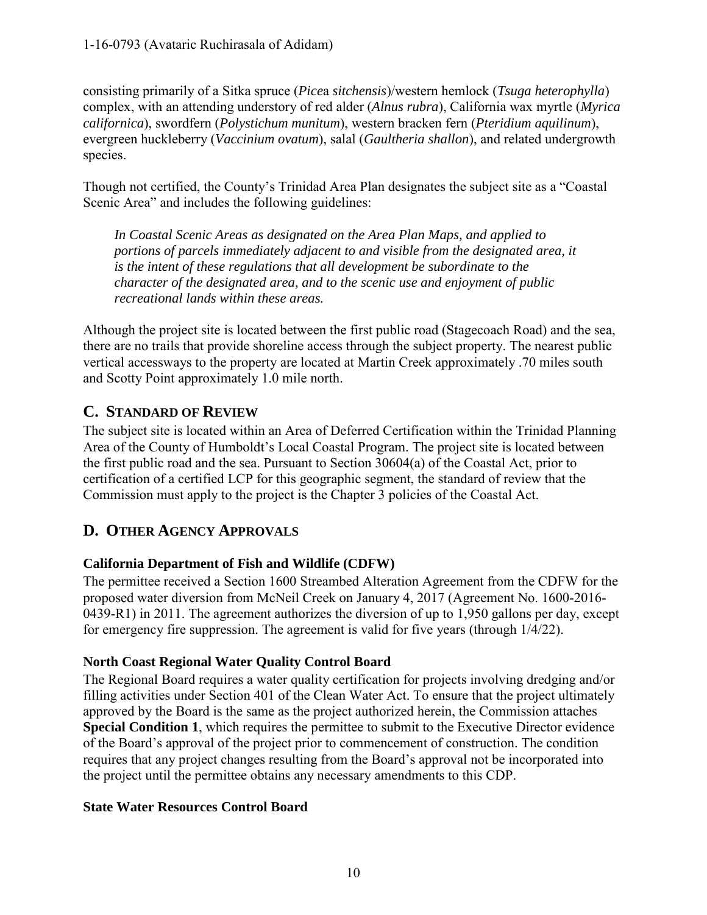consisting primarily of a Sitka spruce (*Picea sitchensis*)/western hemlock (*Tsuga heterophylla*) complex, with an attending understory of red alder (*Alnus rubra*), California wax myrtle (*Myrica californica*), swordfern (*Polystichum munitum*), western bracken fern (*Pteridium aquilinum*), evergreen huckleberry (*Vaccinium ovatum*), salal (*Gaultheria shallon*), and related undergrowth species.

Though not certified, the County's Trinidad Area Plan designates the subject site as a "Coastal Scenic Area" and includes the following guidelines:

> *In Coastal Scenic Areas as designated on the Area Plan Maps, and applied to portions of parcels immediately adjacent to and visible from the designated area, it is the intent of these regulations that all development be subordinate to the character of the designated area, and to the scenic use and enjoyment of public recreational lands within these areas.*

Although the project site is located between the first public road (Stagecoach Road) and the sea, there are no trails that provide shoreline access through the subject property. The nearest public vertical accessways to the property are located at Martin Creek approximately .70 miles south and Scotty Point approximately 1.0 mile north.

## C. STANDARD OF REVIEW

The subject site is located within an Area of Deferred Certification within the Trinidad Planning Area of the County of Humboldt's Local Coastal Program. The project site is located between the first public road and the sea. Pursuant to Section 30604(a) of the Coastal Act, prior to certification of a certified LCP for this geographic segment, the standard of review that the Commission must apply to the project is the Chapter 3 policies of the Coastal Act.

## D. OTHER AGENCY APPROVALS

### California Department of Fish and Wildlife (CDFW)

The permittee received a Section 1600 Streambed Alteration Agreement from the CDFW for the proposed water diversion from McNeil Creek on January 4, 2017 (Agreement No. 1600-2016-0439-R1) in 2011. The agreement authorizes the diversion of up to 1,950 gallons per day, except for emergency fire suppression. The agreement is valid for five years (through 1/4/22).

### North Coast Regional Water Quality Control Board

The Regional Board requires a water quality certification for projects involving dredging and/or filling activities under Section 401 of the Clean Water Act. To ensure that the project ultimately approved by the Board is the same as the project authorized herein, the Commission attaches **Special Condition 1**, which requires the permittee to submit to the Executive Director evidence of the Board's approval of the project prior to commencement of construction. The condition requires that any project changes resulting from the Board's approval not be incorporated into the project until the permittee obtains any necessary amendments to this CDP.

### State Water Resources Control Board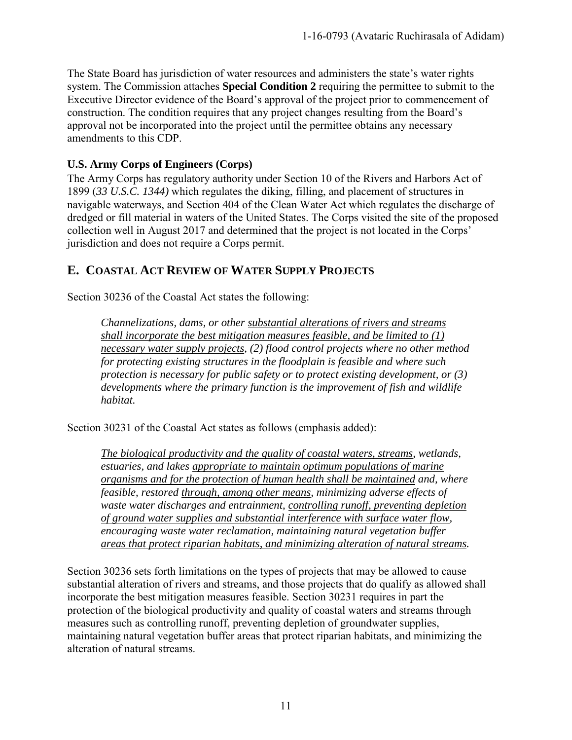The State Board has jurisdiction of water resources and administers the state's water rights system. The Commission attaches **Special Condition 2** requiring the permittee to submit to the Executive Director evidence of the Board's approval of the project prior to commencement of construction. The condition requires that any project changes resulting from the Board's approval not be incorporated into the project until the permittee obtains any necessary amendments to this CDP.

**U.S. Army Corps of Engineers (Corps)**

The Army Corps has regulatory authority under Section 10 of the Rivers and Harbors Act of 1899 (*33 U.S.C. 1344)* which regulates the diking, filling, and placement of structures in navigable waterways, and Section 404 of the Clean Water Act which regulates the discharge of dredged or fill material in waters of the United States. The Corps visited the site of the proposed collection well in August 2017 and determined that the project is not located in the Corps' jurisdiction and does not require a Corps permit.

## E. COASTAL ACT REVIEW OF WATER SUPPLY PROJECTS

Section 30236 of the Coastal Act states the following:

> *Channelizations, dams, or other <u>substantial alterations of rivers and streams shall incorporate the best mitigation measures feasible, and be limited to (1) necessary water supply projects</u>, (2) flood control projects where no other method for protecting existing structures in the floodplain is feasible and where such protection is necessary for public safety or to protect existing development, or (3) developments where the primary function is the improvement of fish and wildlife habitat.*

Section 30231 of the Coastal Act states as follows (emphasis added):

> *<u>The biological productivity and the quality of coastal waters, streams</u>, wetlands, estuaries, and lakes <u>appropriate to maintain optimum populations of marine organisms and for the protection of human health shall be maintained</u> and, where feasible, restored <u>through, among other means</u>, minimizing adverse effects of waste water discharges and entrainment, <u>controlling runoff, preventing depletion of ground water supplies and substantial interference with surface water flow</u>, encouraging waste water reclamation, <u>maintaining natural vegetation buffer areas that protect riparian habitats, and minimizing alteration of natural streams</u>.*

Section 30236 sets forth limitations on the types of projects that may be allowed to cause substantial alteration of rivers and streams, and those projects that do qualify as allowed shall incorporate the best mitigation measures feasible. Section 30231 requires in part the protection of the biological productivity and quality of coastal waters and streams through measures such as controlling runoff, preventing depletion of groundwater supplies, maintaining natural vegetation buffer areas that protect riparian habitats, and minimizing the alteration of natural streams.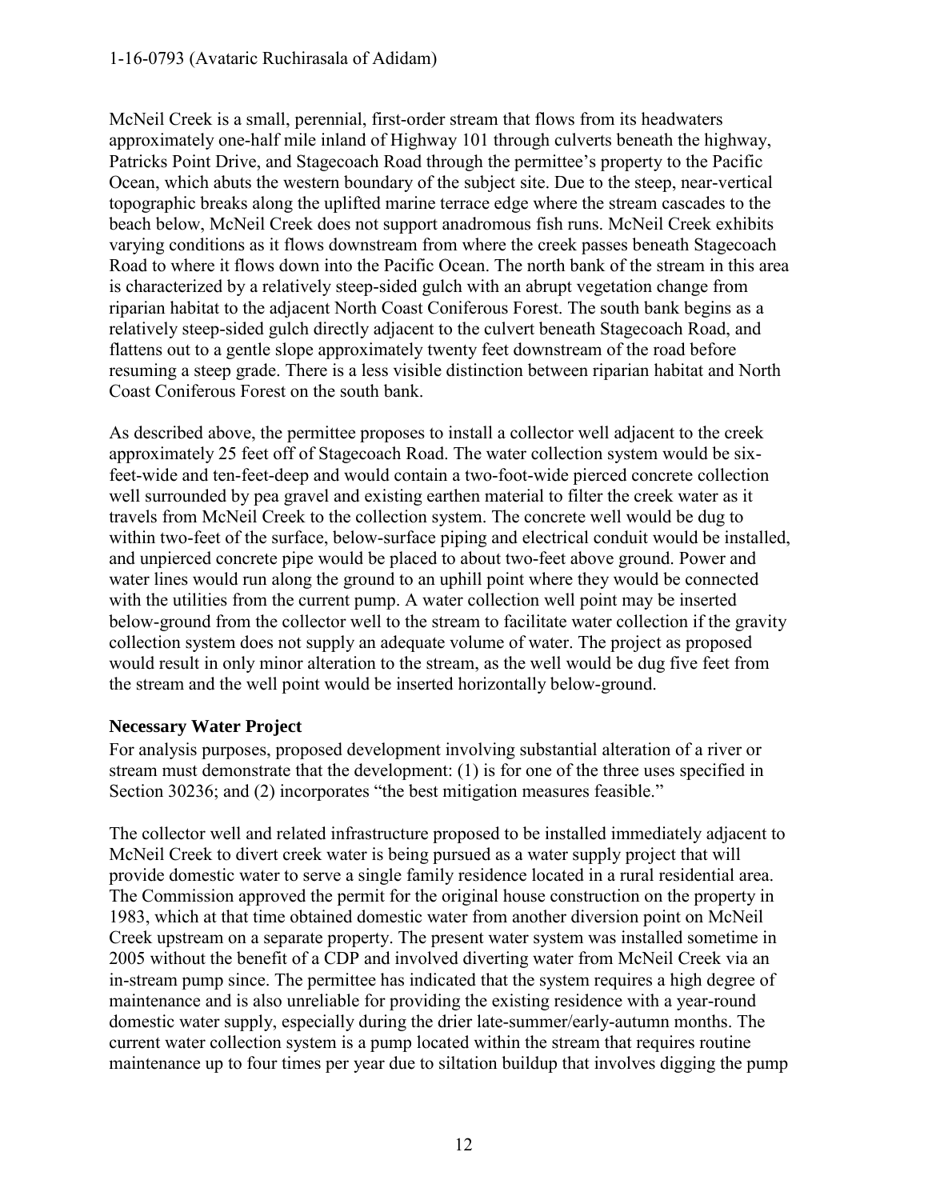McNeil Creek is a small, perennial, first-order stream that flows from its headwaters approximately one-half mile inland of Highway 101 through culverts beneath the highway, Patricks Point Drive, and Stagecoach Road through the permittee's property to the Pacific Ocean, which abuts the western boundary of the subject site. Due to the steep, near-vertical topographic breaks along the uplifted marine terrace edge where the stream cascades to the beach below, McNeil Creek does not support anadromous fish runs. McNeil Creek exhibits varying conditions as it flows downstream from where the creek passes beneath Stagecoach Road to where it flows down into the Pacific Ocean. The north bank of the stream in this area is characterized by a relatively steep-sided gulch with an abrupt vegetation change from riparian habitat to the adjacent North Coast Coniferous Forest. The south bank begins as a relatively steep-sided gulch directly adjacent to the culvert beneath Stagecoach Road, and flattens out to a gentle slope approximately twenty feet downstream of the road before resuming a steep grade. There is a less visible distinction between riparian habitat and North Coast Coniferous Forest on the south bank.

As described above, the permittee proposes to install a collector well adjacent to the creek approximately 25 feet off of Stagecoach Road. The water collection system would be six-feet-wide and ten-feet-deep and would contain a two-foot-wide pierced concrete collection well surrounded by pea gravel and existing earthen material to filter the creek water as it travels from McNeil Creek to the collection system. The concrete well would be dug to within two-feet of the surface, below-surface piping and electrical conduit would be installed, and unpierced concrete pipe would be placed to about two-feet above ground. Power and water lines would run along the ground to an uphill point where they would be connected with the utilities from the current pump. A water collection well point may be inserted below-ground from the collector well to the stream to facilitate water collection if the gravity collection system does not supply an adequate volume of water. The project as proposed would result in only minor alteration to the stream, as the well would be dug five feet from the stream and the well point would be inserted horizontally below-ground.

**Necessary Water Project**

For analysis purposes, proposed development involving substantial alteration of a river or stream must demonstrate that the development: (1) is for one of the three uses specified in Section 30236; and (2) incorporates "the best mitigation measures feasible."

The collector well and related infrastructure proposed to be installed immediately adjacent to McNeil Creek to divert creek water is being pursued as a water supply project that will provide domestic water to serve a single family residence located in a rural residential area. The Commission approved the permit for the original house construction on the property in 1983, which at that time obtained domestic water from another diversion point on McNeil Creek upstream on a separate property. The present water system was installed sometime in 2005 without the benefit of a CDP and involved diverting water from McNeil Creek via an in-stream pump since. The permittee has indicated that the system requires a high degree of maintenance and is also unreliable for providing the existing residence with a year-round domestic water supply, especially during the drier late-summer/early-autumn months. The current water collection system is a pump located within the stream that requires routine maintenance up to four times per year due to siltation buildup that involves digging the pump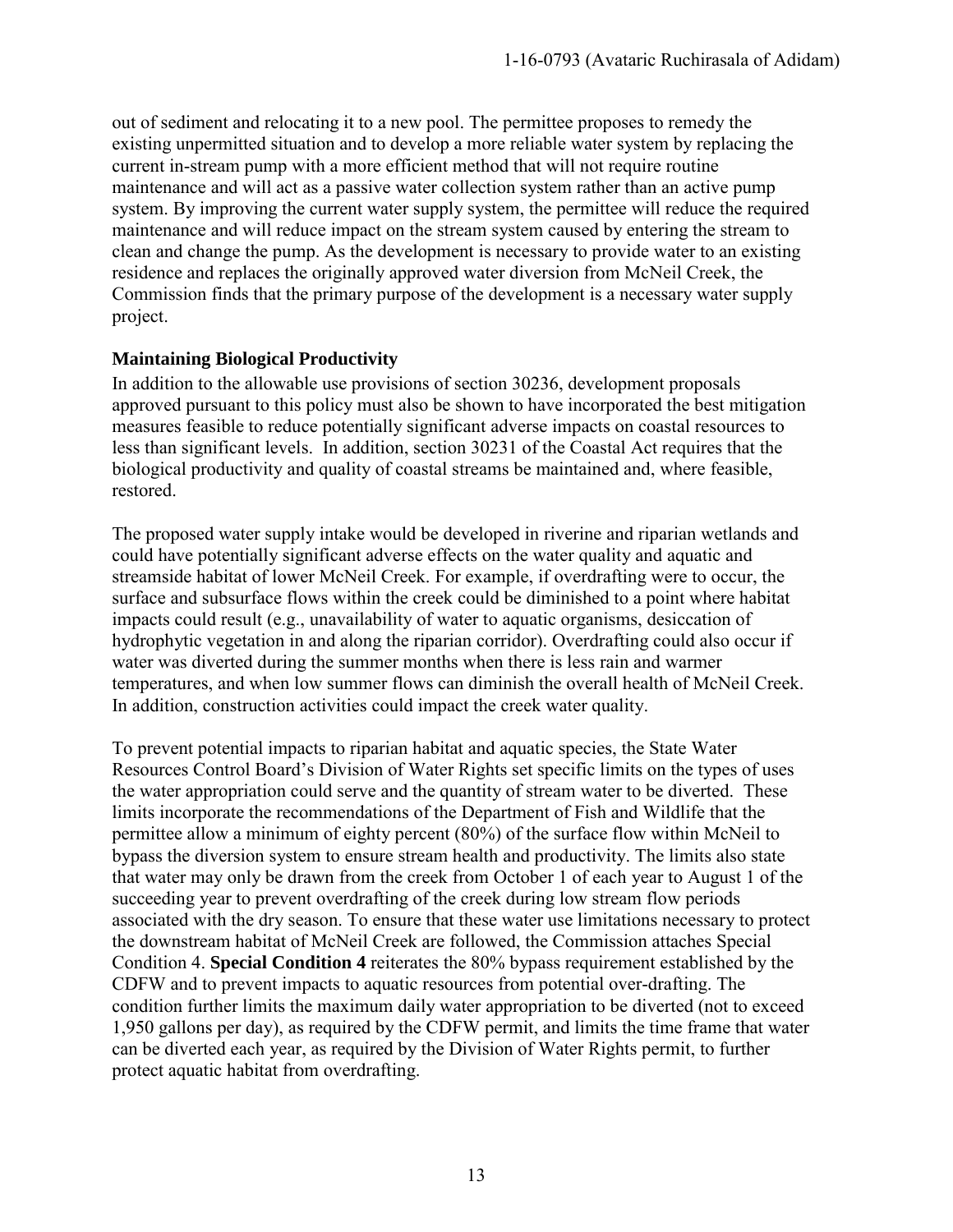out of sediment and relocating it to a new pool. The permittee proposes to remedy the existing unpermitted situation and to develop a more reliable water system by replacing the current in-stream pump with a more efficient method that will not require routine maintenance and will act as a passive water collection system rather than an active pump system. By improving the current water supply system, the permittee will reduce the required maintenance and will reduce impact on the stream system caused by entering the stream to clean and change the pump. As the development is necessary to provide water to an existing residence and replaces the originally approved water diversion from McNeil Creek, the Commission finds that the primary purpose of the development is a necessary water supply project.

**Maintaining Biological Productivity**

In addition to the allowable use provisions of section 30236, development proposals approved pursuant to this policy must also be shown to have incorporated the best mitigation measures feasible to reduce potentially significant adverse impacts on coastal resources to less than significant levels. In addition, section 30231 of the Coastal Act requires that the biological productivity and quality of coastal streams be maintained and, where feasible, restored.

The proposed water supply intake would be developed in riverine and riparian wetlands and could have potentially significant adverse effects on the water quality and aquatic and streamside habitat of lower McNeil Creek. For example, if overdrafting were to occur, the surface and subsurface flows within the creek could be diminished to a point where habitat impacts could result (e.g., unavailability of water to aquatic organisms, desiccation of hydrophytic vegetation in and along the riparian corridor). Overdrafting could also occur if water was diverted during the summer months when there is less rain and warmer temperatures, and when low summer flows can diminish the overall health of McNeil Creek. In addition, construction activities could impact the creek water quality.

To prevent potential impacts to riparian habitat and aquatic species, the State Water Resources Control Board's Division of Water Rights set specific limits on the types of uses the water appropriation could serve and the quantity of stream water to be diverted. These limits incorporate the recommendations of the Department of Fish and Wildlife that the permittee allow a minimum of eighty percent (80%) of the surface flow within McNeil to bypass the diversion system to ensure stream health and productivity. The limits also state that water may only be drawn from the creek from October 1 of each year to August 1 of the succeeding year to prevent overdrafting of the creek during low stream flow periods associated with the dry season. To ensure that these water use limitations necessary to protect the downstream habitat of McNeil Creek are followed, the Commission attaches Special Condition 4. **Special Condition 4** reiterates the 80% bypass requirement established by the CDFW and to prevent impacts to aquatic resources from potential over-drafting. The condition further limits the maximum daily water appropriation to be diverted (not to exceed 1,950 gallons per day), as required by the CDFW permit, and limits the time frame that water can be diverted each year, as required by the Division of Water Rights permit, to further protect aquatic habitat from overdrafting.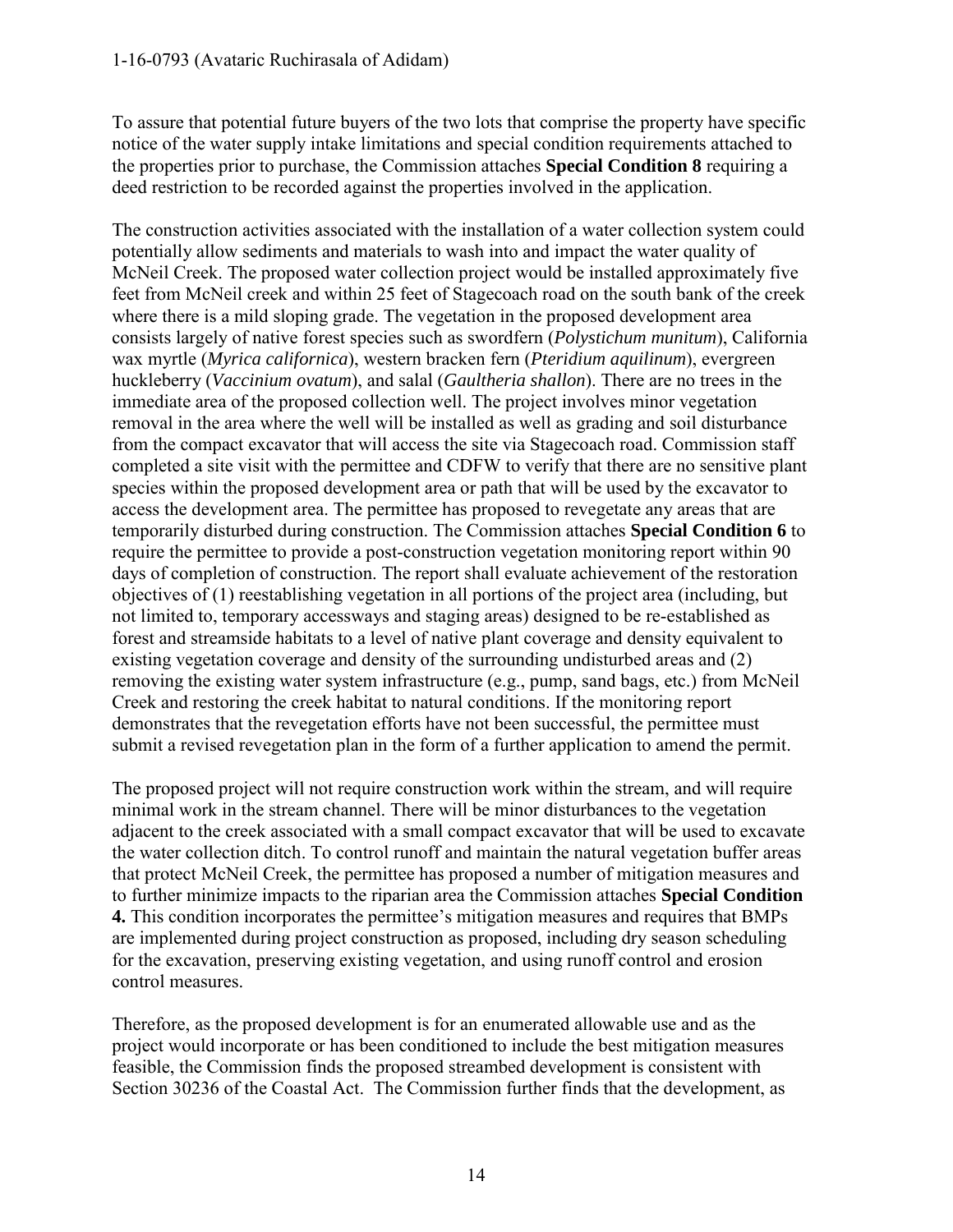To assure that potential future buyers of the two lots that comprise the property have specific notice of the water supply intake limitations and special condition requirements attached to the properties prior to purchase, the Commission attaches **Special Condition 8** requiring a deed restriction to be recorded against the properties involved in the application.

The construction activities associated with the installation of a water collection system could potentially allow sediments and materials to wash into and impact the water quality of McNeil Creek. The proposed water collection project would be installed approximately five feet from McNeil creek and within 25 feet of Stagecoach road on the south bank of the creek where there is a mild sloping grade. The vegetation in the proposed development area consists largely of native forest species such as swordfern (*Polystichum munitum*), California wax myrtle (*Myrica californica*), western bracken fern (*Pteridium aquilinum*), evergreen huckleberry (*Vaccinium ovatum*), and salal (*Gaultheria shallon*). There are no trees in the immediate area of the proposed collection well. The project involves minor vegetation removal in the area where the well will be installed as well as grading and soil disturbance from the compact excavator that will access the site via Stagecoach road. Commission staff completed a site visit with the permittee and CDFW to verify that there are no sensitive plant species within the proposed development area or path that will be used by the excavator to access the development area. The permittee has proposed to revegetate any areas that are temporarily disturbed during construction. The Commission attaches **Special Condition 6** to require the permittee to provide a post-construction vegetation monitoring report within 90 days of completion of construction. The report shall evaluate achievement of the restoration objectives of (1) reestablishing vegetation in all portions of the project area (including, but not limited to, temporary accessways and staging areas) designed to be re-established as forest and streamside habitats to a level of native plant coverage and density equivalent to existing vegetation coverage and density of the surrounding undisturbed areas and (2) removing the existing water system infrastructure (e.g., pump, sand bags, etc.) from McNeil Creek and restoring the creek habitat to natural conditions. If the monitoring report demonstrates that the revegetation efforts have not been successful, the permittee must submit a revised revegetation plan in the form of a further application to amend the permit.

The proposed project will not require construction work within the stream, and will require minimal work in the stream channel. There will be minor disturbances to the vegetation adjacent to the creek associated with a small compact excavator that will be used to excavate the water collection ditch. To control runoff and maintain the natural vegetation buffer areas that protect McNeil Creek, the permittee has proposed a number of mitigation measures and to further minimize impacts to the riparian area the Commission attaches **Special Condition 4.** This condition incorporates the permittee's mitigation measures and requires that BMPs are implemented during project construction as proposed, including dry season scheduling for the excavation, preserving existing vegetation, and using runoff control and erosion control measures.

Therefore, as the proposed development is for an enumerated allowable use and as the project would incorporate or has been conditioned to include the best mitigation measures feasible, the Commission finds the proposed streambed development is consistent with Section 30236 of the Coastal Act. The Commission further finds that the development, as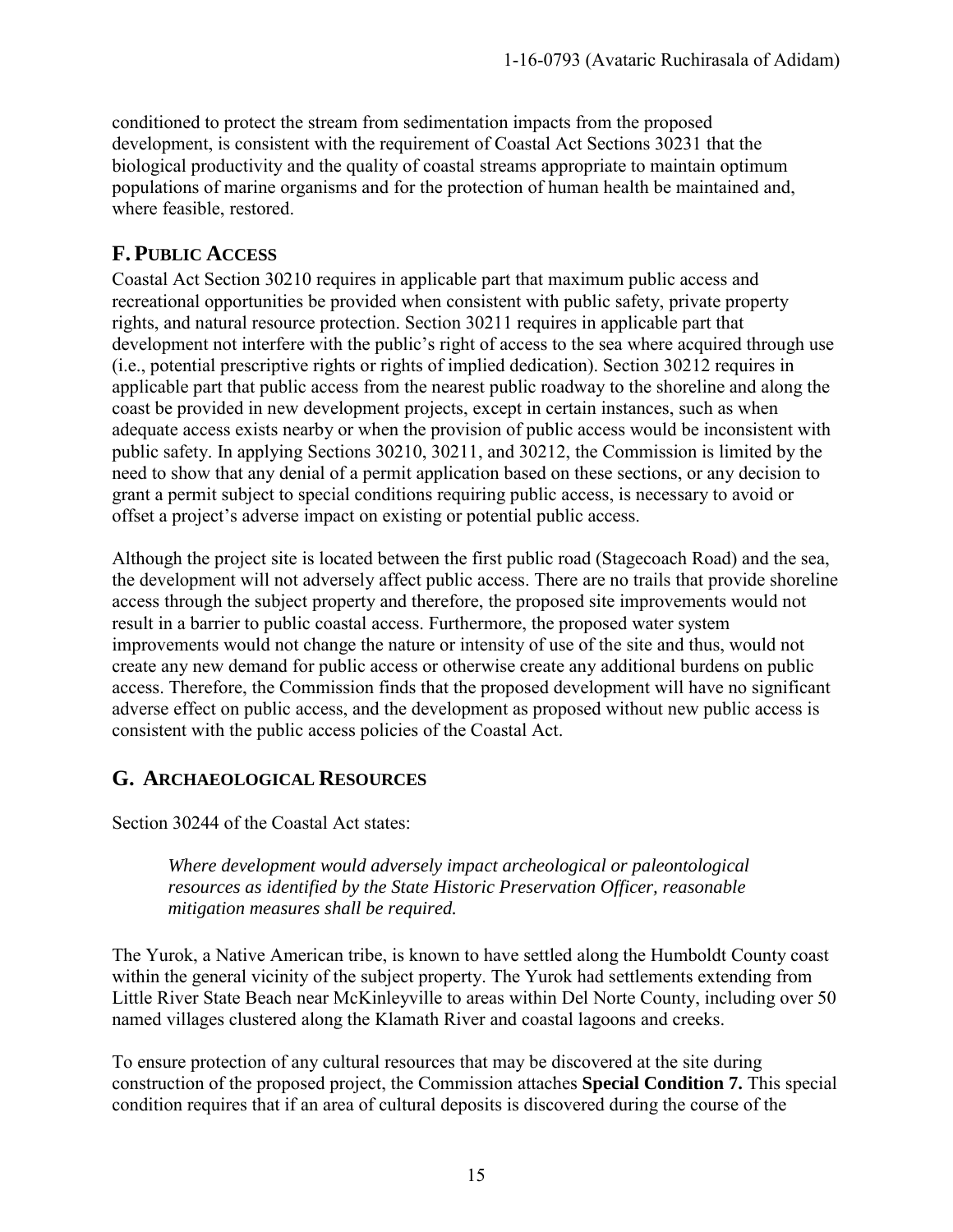conditioned to protect the stream from sedimentation impacts from the proposed development, is consistent with the requirement of Coastal Act Sections 30231 that the biological productivity and the quality of coastal streams appropriate to maintain optimum populations of marine organisms and for the protection of human health be maintained and, where feasible, restored.

## F. PUBLIC ACCESS

Coastal Act Section 30210 requires in applicable part that maximum public access and recreational opportunities be provided when consistent with public safety, private property rights, and natural resource protection. Section 30211 requires in applicable part that development not interfere with the public's right of access to the sea where acquired through use (i.e., potential prescriptive rights or rights of implied dedication). Section 30212 requires in applicable part that public access from the nearest public roadway to the shoreline and along the coast be provided in new development projects, except in certain instances, such as when adequate access exists nearby or when the provision of public access would be inconsistent with public safety. In applying Sections 30210, 30211, and 30212, the Commission is limited by the need to show that any denial of a permit application based on these sections, or any decision to grant a permit subject to special conditions requiring public access, is necessary to avoid or offset a project's adverse impact on existing or potential public access.

Although the project site is located between the first public road (Stagecoach Road) and the sea, the development will not adversely affect public access. There are no trails that provide shoreline access through the subject property and therefore, the proposed site improvements would not result in a barrier to public coastal access. Furthermore, the proposed water system improvements would not change the nature or intensity of use of the site and thus, would not create any new demand for public access or otherwise create any additional burdens on public access. Therefore, the Commission finds that the proposed development will have no significant adverse effect on public access, and the development as proposed without new public access is consistent with the public access policies of the Coastal Act.

## G. ARCHAEOLOGICAL RESOURCES

Section 30244 of the Coastal Act states:

> *Where development would adversely impact archeological or paleontological resources as identified by the State Historic Preservation Officer, reasonable mitigation measures shall be required.*

The Yurok, a Native American tribe, is known to have settled along the Humboldt County coast within the general vicinity of the subject property. The Yurok had settlements extending from Little River State Beach near McKinleyville to areas within Del Norte County, including over 50 named villages clustered along the Klamath River and coastal lagoons and creeks.

To ensure protection of any cultural resources that may be discovered at the site during construction of the proposed project, the Commission attaches **Special Condition 7.** This special condition requires that if an area of cultural deposits is discovered during the course of the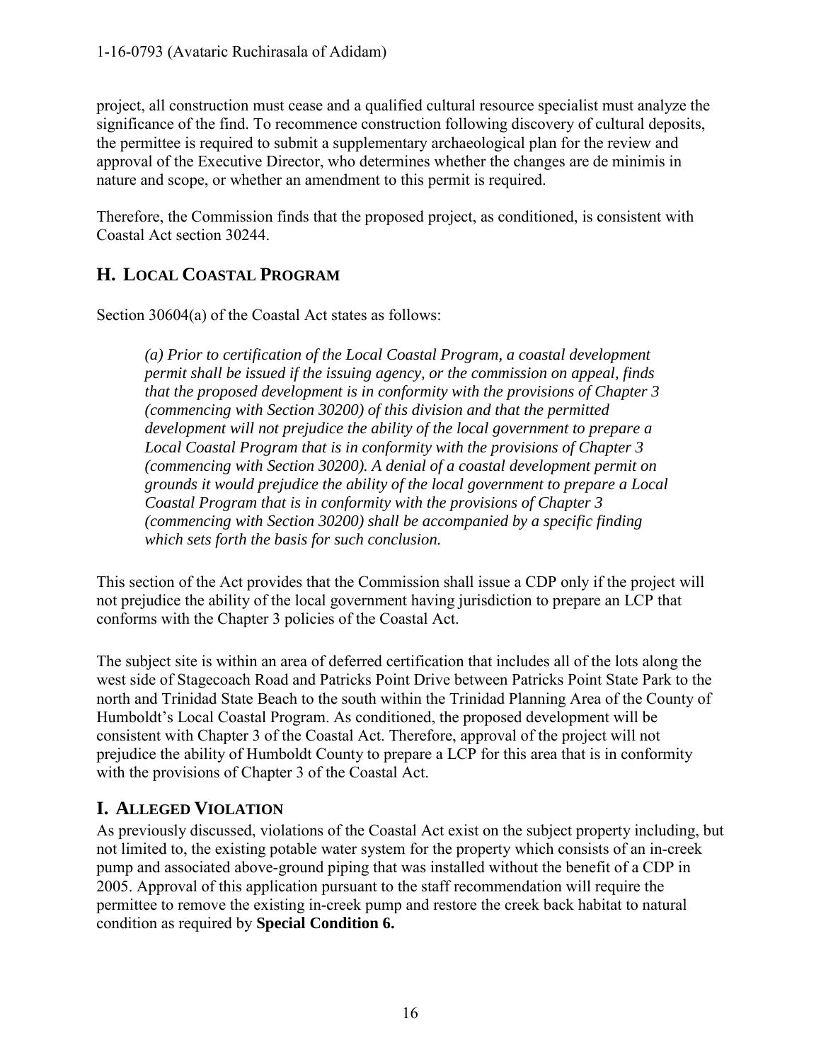project, all construction must cease and a qualified cultural resource specialist must analyze the significance of the find. To recommence construction following discovery of cultural deposits, the permittee is required to submit a supplementary archaeological plan for the review and approval of the Executive Director, who determines whether the changes are de minimis in nature and scope, or whether an amendment to this permit is required.

Therefore, the Commission finds that the proposed project, as conditioned, is consistent with Coastal Act section 30244.

## H. Local Coastal Program

Section 30604(a) of the Coastal Act states as follows:

> *(a) Prior to certification of the Local Coastal Program, a coastal development permit shall be issued if the issuing agency, or the commission on appeal, finds that the proposed development is in conformity with the provisions of Chapter 3 (commencing with Section 30200) of this division and that the permitted development will not prejudice the ability of the local government to prepare a Local Coastal Program that is in conformity with the provisions of Chapter 3 (commencing with Section 30200). A denial of a coastal development permit on grounds it would prejudice the ability of the local government to prepare a Local Coastal Program that is in conformity with the provisions of Chapter 3 (commencing with Section 30200) shall be accompanied by a specific finding which sets forth the basis for such conclusion.*

This section of the Act provides that the Commission shall issue a CDP only if the project will not prejudice the ability of the local government having jurisdiction to prepare an LCP that conforms with the Chapter 3 policies of the Coastal Act.

The subject site is within an area of deferred certification that includes all of the lots along the west side of Stagecoach Road and Patricks Point Drive between Patricks Point State Park to the north and Trinidad State Beach to the south within the Trinidad Planning Area of the County of Humboldt's Local Coastal Program. As conditioned, the proposed development will be consistent with Chapter 3 of the Coastal Act. Therefore, approval of the project will not prejudice the ability of Humboldt County to prepare a LCP for this area that is in conformity with the provisions of Chapter 3 of the Coastal Act.

## I. Alleged Violation

As previously discussed, violations of the Coastal Act exist on the subject property including, but not limited to, the existing potable water system for the property which consists of an in-creek pump and associated above-ground piping that was installed without the benefit of a CDP in 2005. Approval of this application pursuant to the staff recommendation will require the permittee to remove the existing in-creek pump and restore the creek back habitat to natural condition as required by **Special Condition 6.**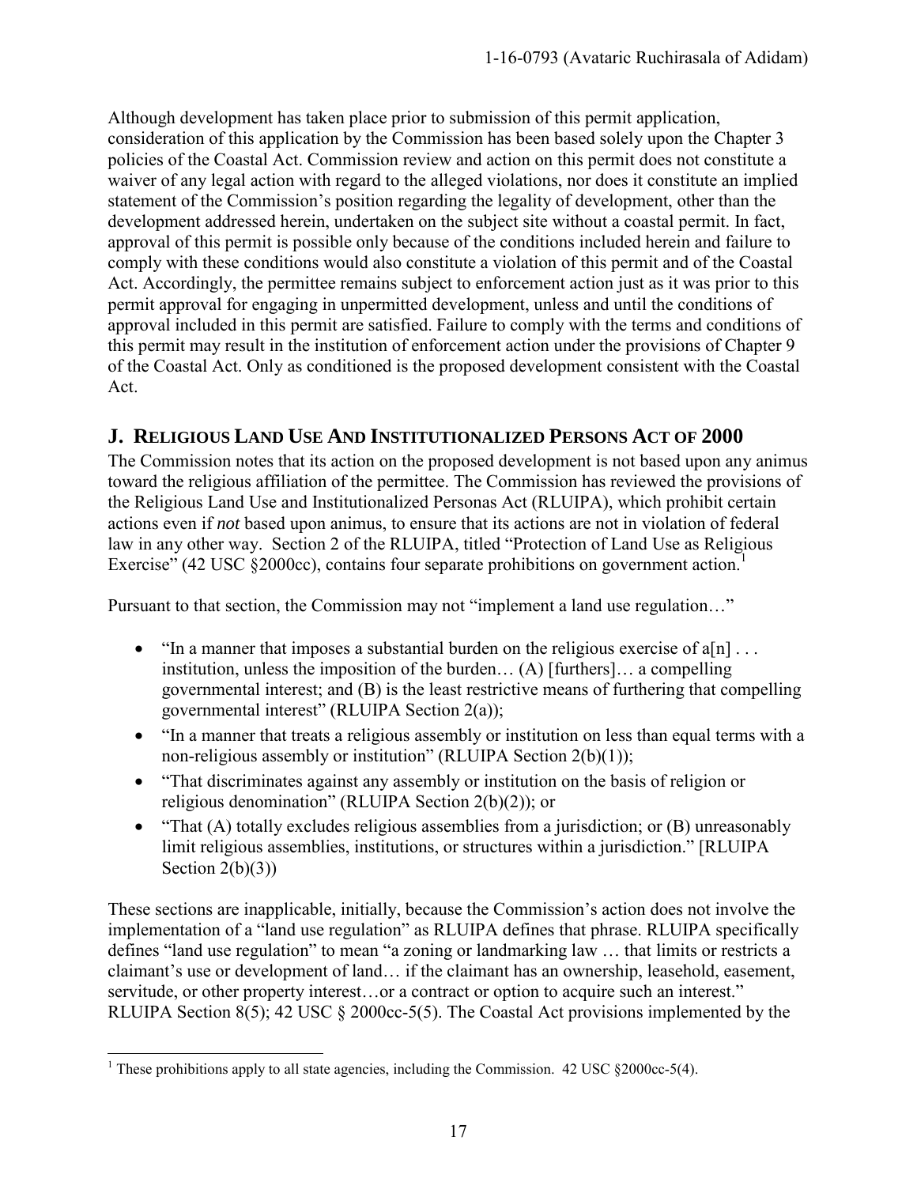Although development has taken place prior to submission of this permit application, consideration of this application by the Commission has been based solely upon the Chapter 3 policies of the Coastal Act. Commission review and action on this permit does not constitute a waiver of any legal action with regard to the alleged violations, nor does it constitute an implied statement of the Commission's position regarding the legality of development, other than the development addressed herein, undertaken on the subject site without a coastal permit. In fact, approval of this permit is possible only because of the conditions included herein and failure to comply with these conditions would also constitute a violation of this permit and of the Coastal Act. Accordingly, the permittee remains subject to enforcement action just as it was prior to this permit approval for engaging in unpermitted development, unless and until the conditions of approval included in this permit are satisfied. Failure to comply with the terms and conditions of this permit may result in the institution of enforcement action under the provisions of Chapter 9 of the Coastal Act. Only as conditioned is the proposed development consistent with the Coastal Act.

## J. RELIGIOUS LAND USE AND INSTITUTIONALIZED PERSONS ACT OF 2000

The Commission notes that its action on the proposed development is not based upon any animus toward the religious affiliation of the permittee. The Commission has reviewed the provisions of the Religious Land Use and Institutionalized Personas Act (RLUIPA), which prohibit certain actions even if *not* based upon animus, to ensure that its actions are not in violation of federal law in any other way. Section 2 of the RLUIPA, titled "Protection of Land Use as Religious Exercise" (42 USC §2000cc), contains four separate prohibitions on government action.[1]

Pursuant to that section, the Commission may not "implement a land use regulation…"

- "In a manner that imposes a substantial burden on the religious exercise of a[n] . . . institution, unless the imposition of the burden… (A) [furthers]… a compelling governmental interest; and (B) is the least restrictive means of furthering that compelling governmental interest" (RLUIPA Section 2(a));
- "In a manner that treats a religious assembly or institution on less than equal terms with a non-religious assembly or institution" (RLUIPA Section 2(b)(1));
- "That discriminates against any assembly or institution on the basis of religion or religious denomination" (RLUIPA Section 2(b)(2)); or
- "That (A) totally excludes religious assemblies from a jurisdiction; or (B) unreasonably limit religious assemblies, institutions, or structures within a jurisdiction." [RLUIPA Section 2(b)(3))

These sections are inapplicable, initially, because the Commission's action does not involve the implementation of a "land use regulation" as RLUIPA defines that phrase. RLUIPA specifically defines "land use regulation" to mean "a zoning or landmarking law … that limits or restricts a claimant's use or development of land… if the claimant has an ownership, leasehold, easement, servitude, or other property interest…or a contract or option to acquire such an interest." RLUIPA Section 8(5); 42 USC § 2000cc-5(5). The Coastal Act provisions implemented by the

[1] These prohibitions apply to all state agencies, including the Commission. 42 USC §2000cc-5(4).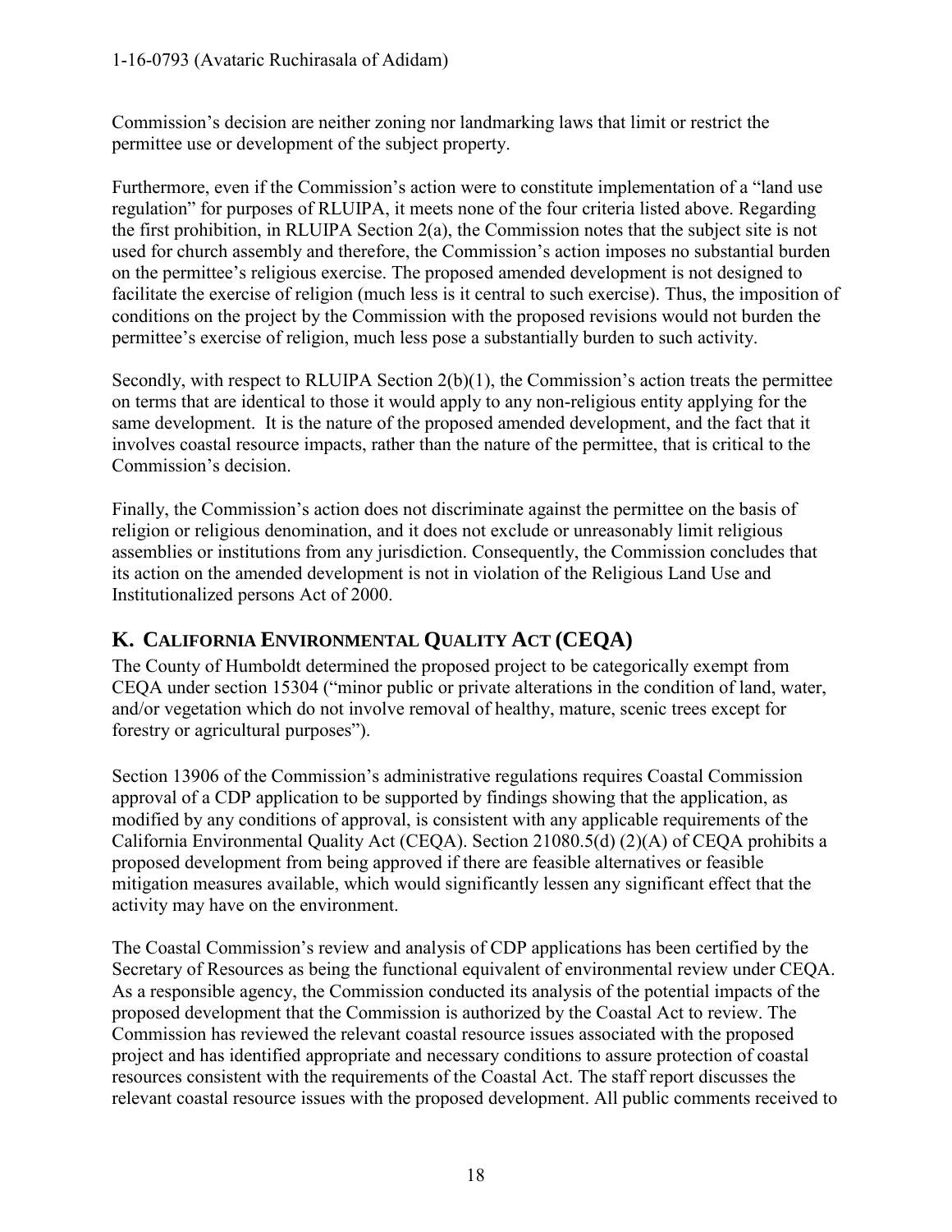Commission's decision are neither zoning nor landmarking laws that limit or restrict the permittee use or development of the subject property.

Furthermore, even if the Commission's action were to constitute implementation of a "land use regulation" for purposes of RLUIPA, it meets none of the four criteria listed above. Regarding the first prohibition, in RLUIPA Section 2(a), the Commission notes that the subject site is not used for church assembly and therefore, the Commission's action imposes no substantial burden on the permittee's religious exercise. The proposed amended development is not designed to facilitate the exercise of religion (much less is it central to such exercise). Thus, the imposition of conditions on the project by the Commission with the proposed revisions would not burden the permittee's exercise of religion, much less pose a substantially burden to such activity.

Secondly, with respect to RLUIPA Section 2(b)(1), the Commission's action treats the permittee on terms that are identical to those it would apply to any non-religious entity applying for the same development. It is the nature of the proposed amended development, and the fact that it involves coastal resource impacts, rather than the nature of the permittee, that is critical to the Commission's decision.

Finally, the Commission's action does not discriminate against the permittee on the basis of religion or religious denomination, and it does not exclude or unreasonably limit religious assemblies or institutions from any jurisdiction. Consequently, the Commission concludes that its action on the amended development is not in violation of the Religious Land Use and Institutionalized persons Act of 2000.

## K. California Environmental Quality Act (CEQA)

The County of Humboldt determined the proposed project to be categorically exempt from CEQA under section 15304 ("minor public or private alterations in the condition of land, water, and/or vegetation which do not involve removal of healthy, mature, scenic trees except for forestry or agricultural purposes").

Section 13906 of the Commission's administrative regulations requires Coastal Commission approval of a CDP application to be supported by findings showing that the application, as modified by any conditions of approval, is consistent with any applicable requirements of the California Environmental Quality Act (CEQA). Section 21080.5(d) (2)(A) of CEQA prohibits a proposed development from being approved if there are feasible alternatives or feasible mitigation measures available, which would significantly lessen any significant effect that the activity may have on the environment.

The Coastal Commission's review and analysis of CDP applications has been certified by the Secretary of Resources as being the functional equivalent of environmental review under CEQA. As a responsible agency, the Commission conducted its analysis of the potential impacts of the proposed development that the Commission is authorized by the Coastal Act to review. The Commission has reviewed the relevant coastal resource issues associated with the proposed project and has identified appropriate and necessary conditions to assure protection of coastal resources consistent with the requirements of the Coastal Act. The staff report discusses the relevant coastal resource issues with the proposed development. All public comments received to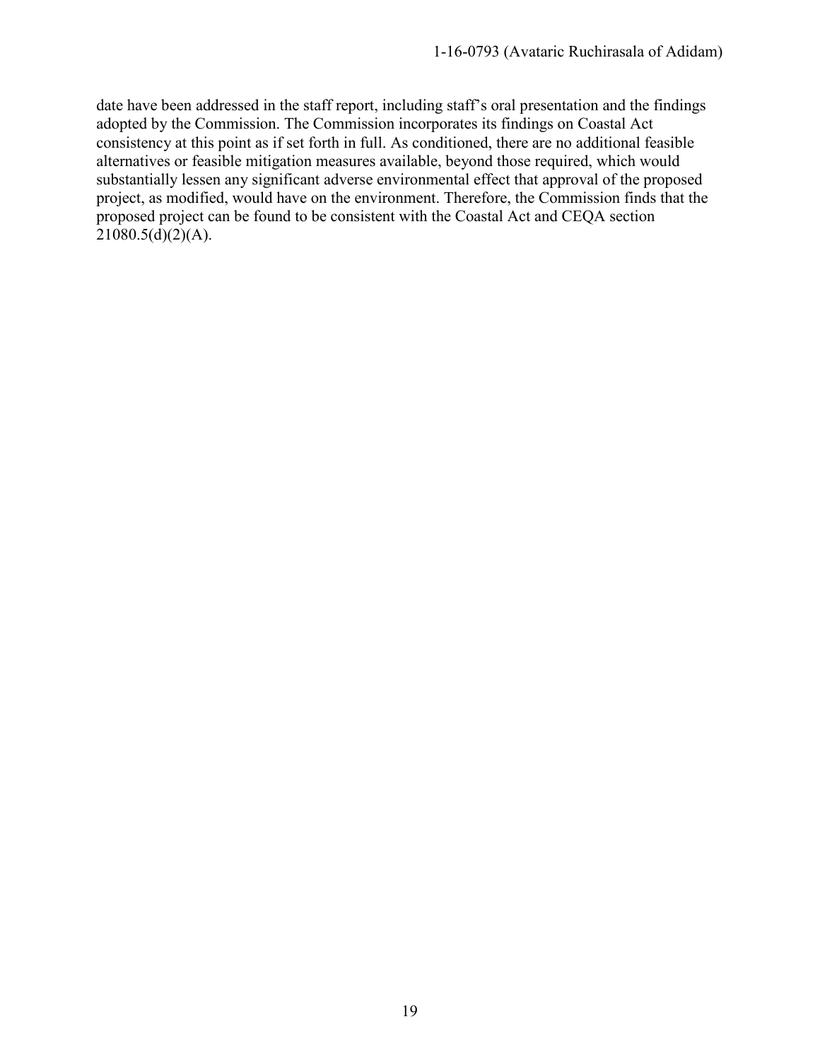date have been addressed in the staff report, including staff's oral presentation and the findings adopted by the Commission. The Commission incorporates its findings on Coastal Act consistency at this point as if set forth in full. As conditioned, there are no additional feasible alternatives or feasible mitigation measures available, beyond those required, which would substantially lessen any significant adverse environmental effect that approval of the proposed project, as modified, would have on the environment. Therefore, the Commission finds that the proposed project can be found to be consistent with the Coastal Act and CEQA section 21080.5(d)(2)(A).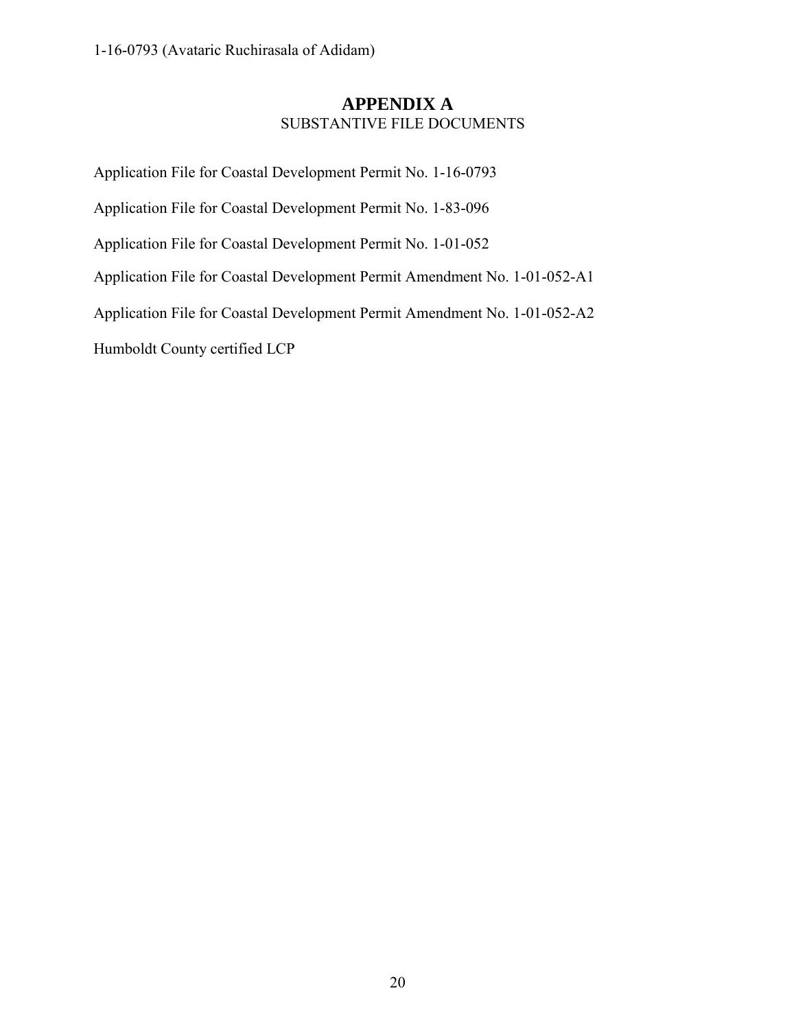# APPENDIX A

SUBSTANTIVE FILE DOCUMENTS

Application File for Coastal Development Permit No. 1-16-0793

Application File for Coastal Development Permit No. 1-83-096

Application File for Coastal Development Permit No. 1-01-052

Application File for Coastal Development Permit Amendment No. 1-01-052-A1

Application File for Coastal Development Permit Amendment No. 1-01-052-A2

Humboldt County certified LCP